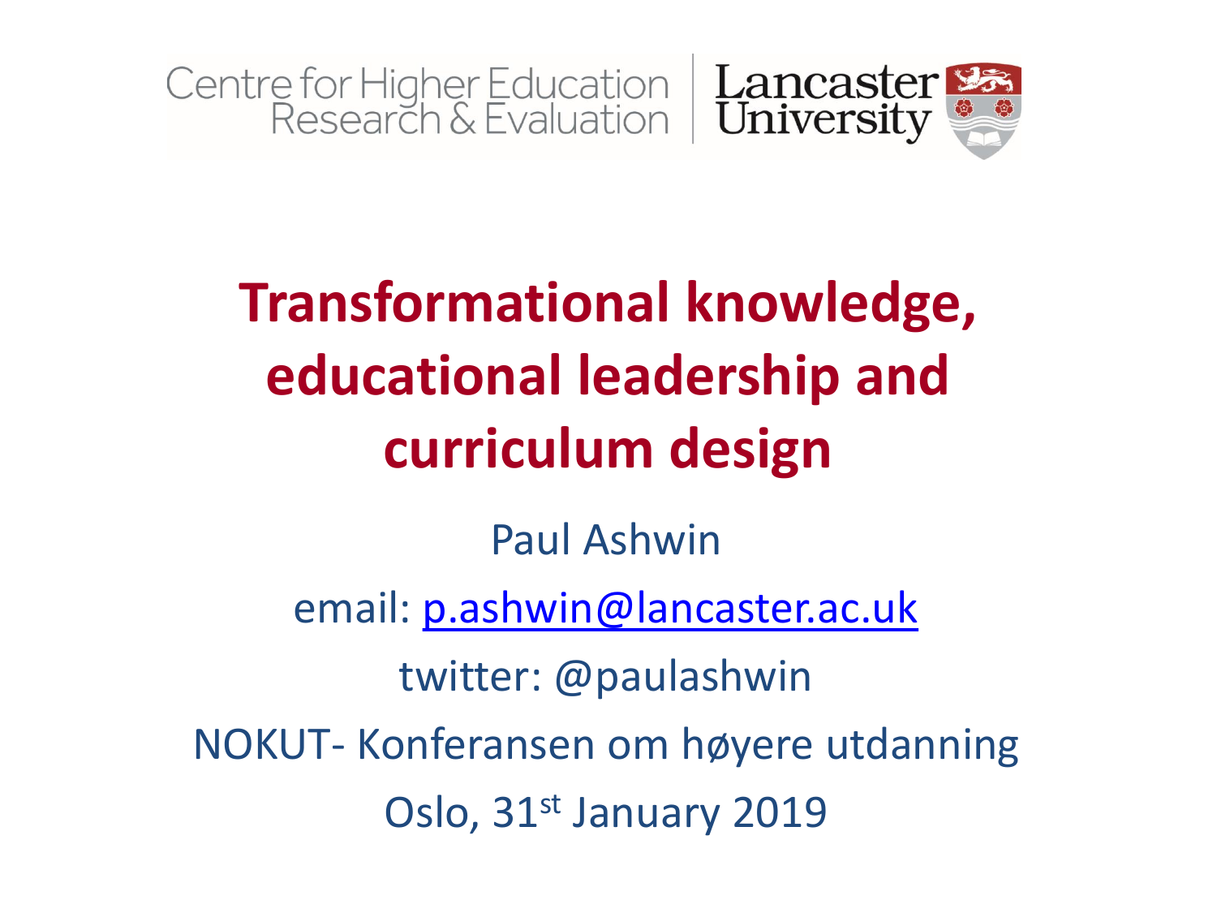Centre for Higher Education Research & Evaluation | Lancaster University

# Transformational knowledge, educational leadership and curriculum design

Paul Ashwin

email: p.ashwin@lancaster.ac.uk

twitter: @paulashwin

NOKUT- Konferansen om høyere utdanning

Oslo, 31st January 2019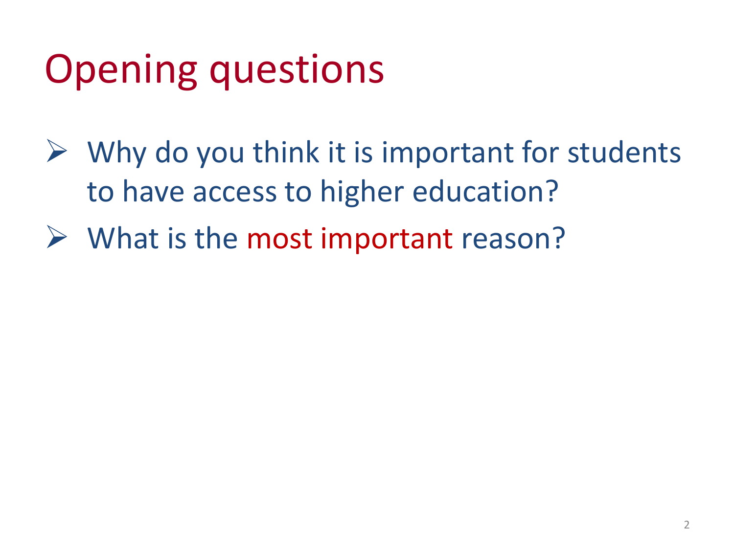# Opening questions

- Why do you think it is important for students to have access to higher education?
- What is the **most important** reason?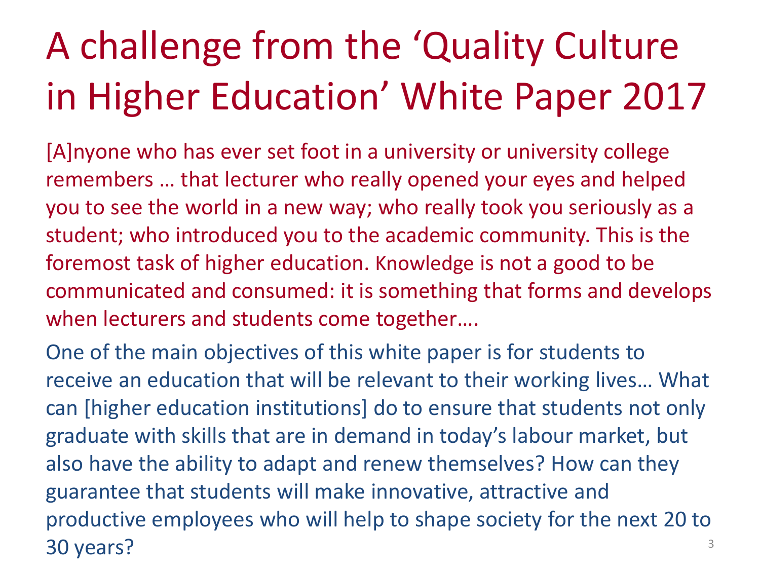# A challenge from the 'Quality Culture in Higher Education' White Paper 2017

[A]nyone who has ever set foot in a university or university college remembers … that lecturer who really opened your eyes and helped you to see the world in a new way; who really took you seriously as a student; who introduced you to the academic community. This is the foremost task of higher education. Knowledge is not a good to be communicated and consumed: it is something that forms and develops when lecturers and students come together….

One of the main objectives of this white paper is for students to receive an education that will be relevant to their working lives… What can [higher education institutions] do to ensure that students not only graduate with skills that are in demand in today's labour market, but also have the ability to adapt and renew themselves? How can they guarantee that students will make innovative, attractive and productive employees who will help to shape society for the next 20 to 30 years?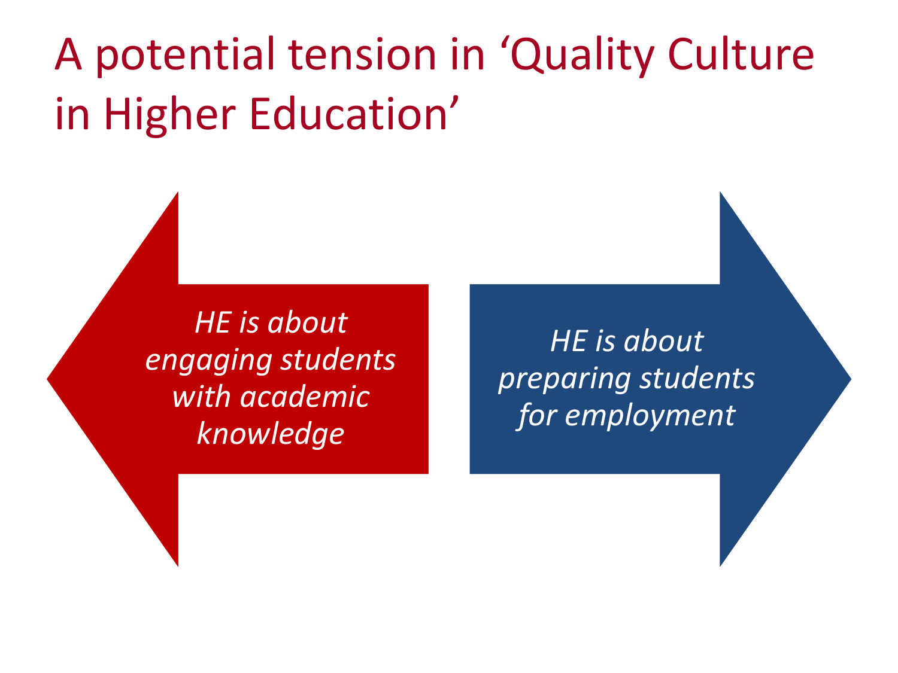# A potential tension in 'Quality Culture in Higher Education'

*HE is about engaging students with academic knowledge*

*HE is about preparing students for employment*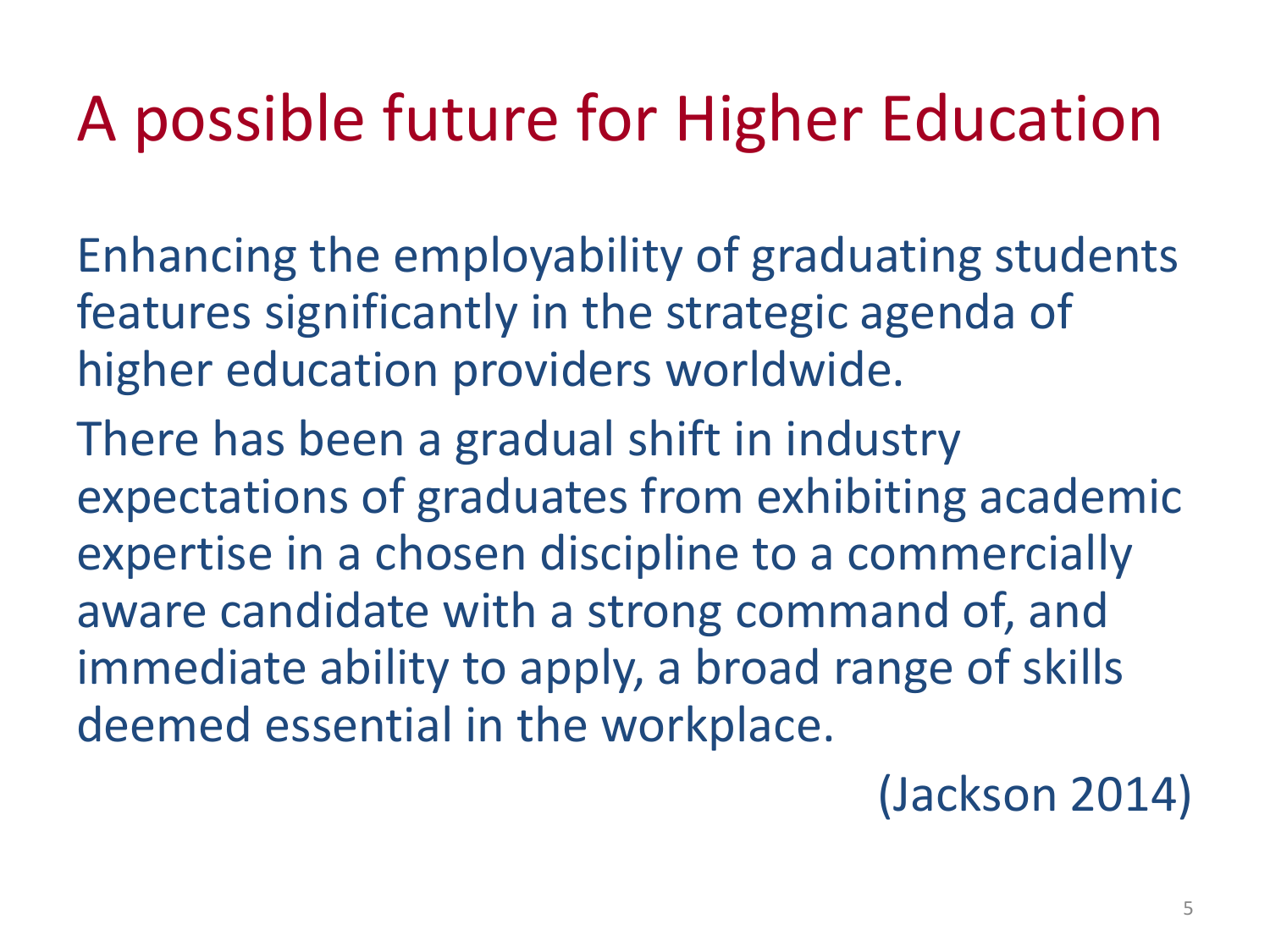# A possible future for Higher Education

Enhancing the employability of graduating students features significantly in the strategic agenda of higher education providers worldwide.

There has been a gradual shift in industry expectations of graduates from exhibiting academic expertise in a chosen discipline to a commercially aware candidate with a strong command of, and immediate ability to apply, a broad range of skills deemed essential in the workplace.

(Jackson 2014)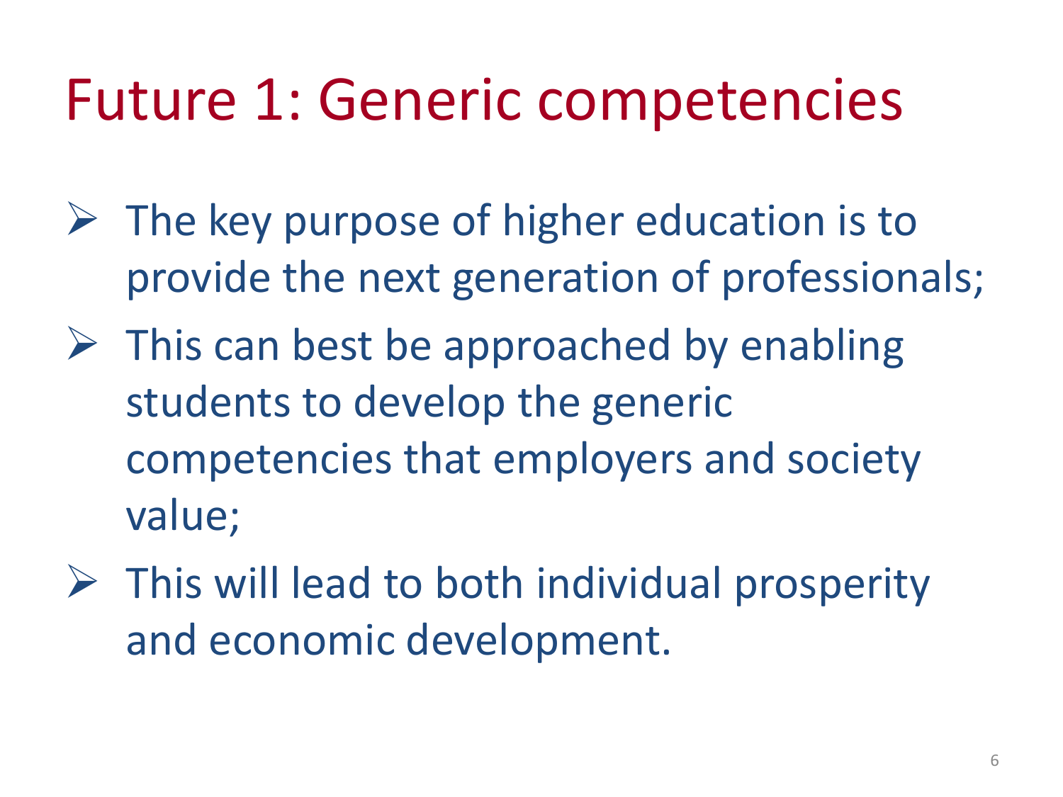# Future 1: Generic competencies

- The key purpose of higher education is to provide the next generation of professionals;
- This can best be approached by enabling students to develop the generic competencies that employers and society value;
- This will lead to both individual prosperity and economic development.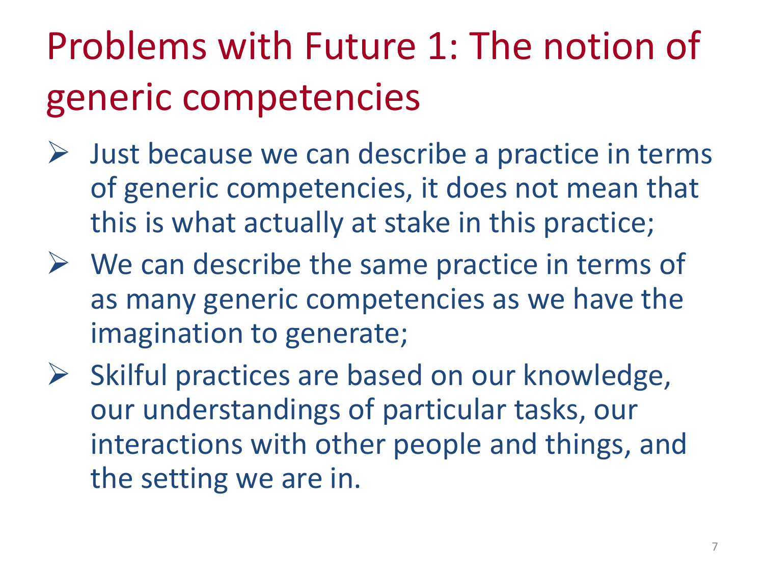# Problems with Future 1: The notion of generic competencies

- Just because we can describe a practice in terms of generic competencies, it does not mean that this is what actually at stake in this practice;
- We can describe the same practice in terms of as many generic competencies as we have the imagination to generate;
- Skilful practices are based on our knowledge, our understandings of particular tasks, our interactions with other people and things, and the setting we are in.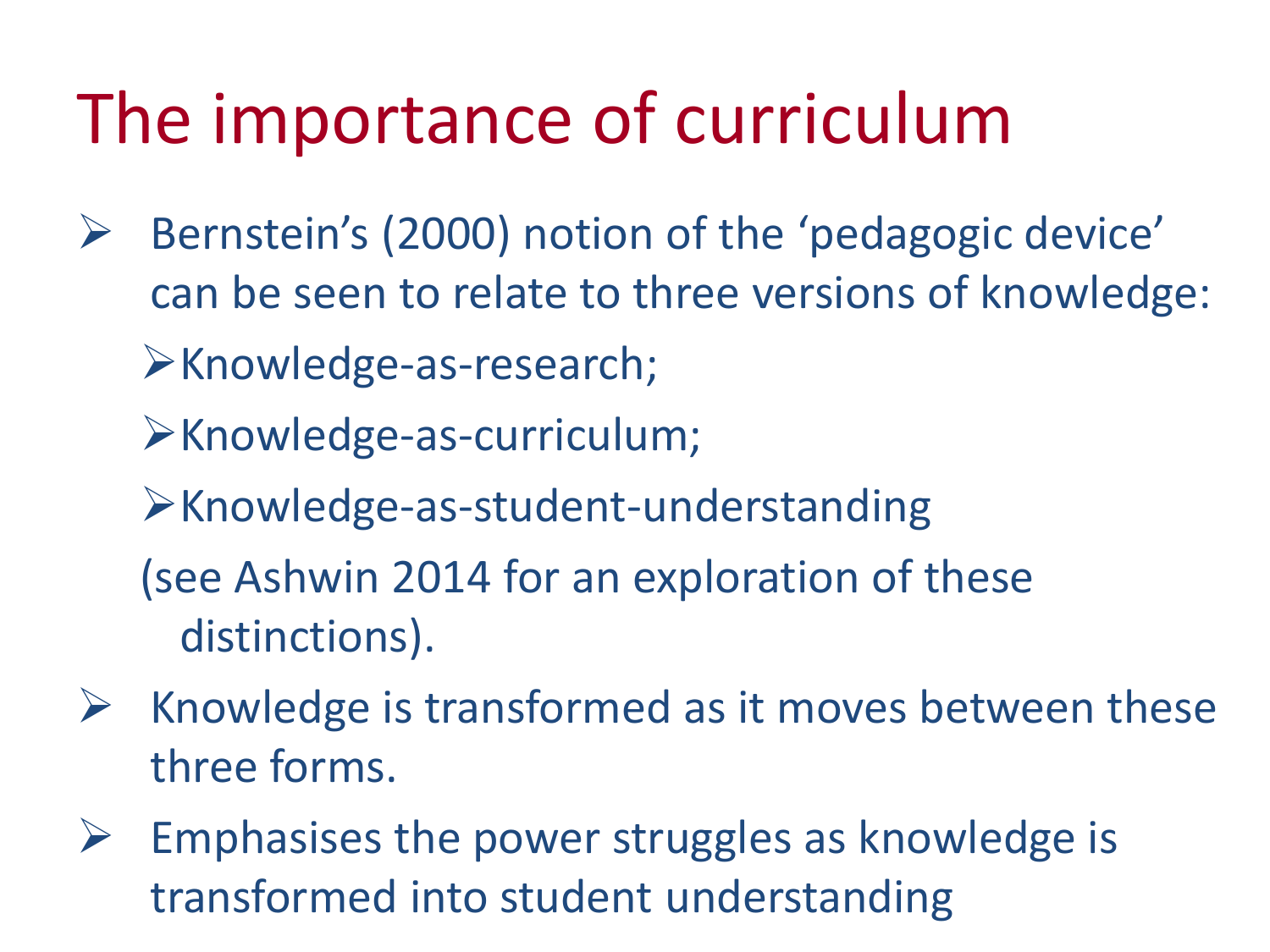# The importance of curriculum

- Bernstein's (2000) notion of the 'pedagogic device' can be seen to relate to three versions of knowledge:
  - Knowledge-as-research;
  - Knowledge-as-curriculum;
  - Knowledge-as-student-understanding

  (see Ashwin 2014 for an exploration of these distinctions).
- Knowledge is transformed as it moves between these three forms.
- Emphasises the power struggles as knowledge is transformed into student understanding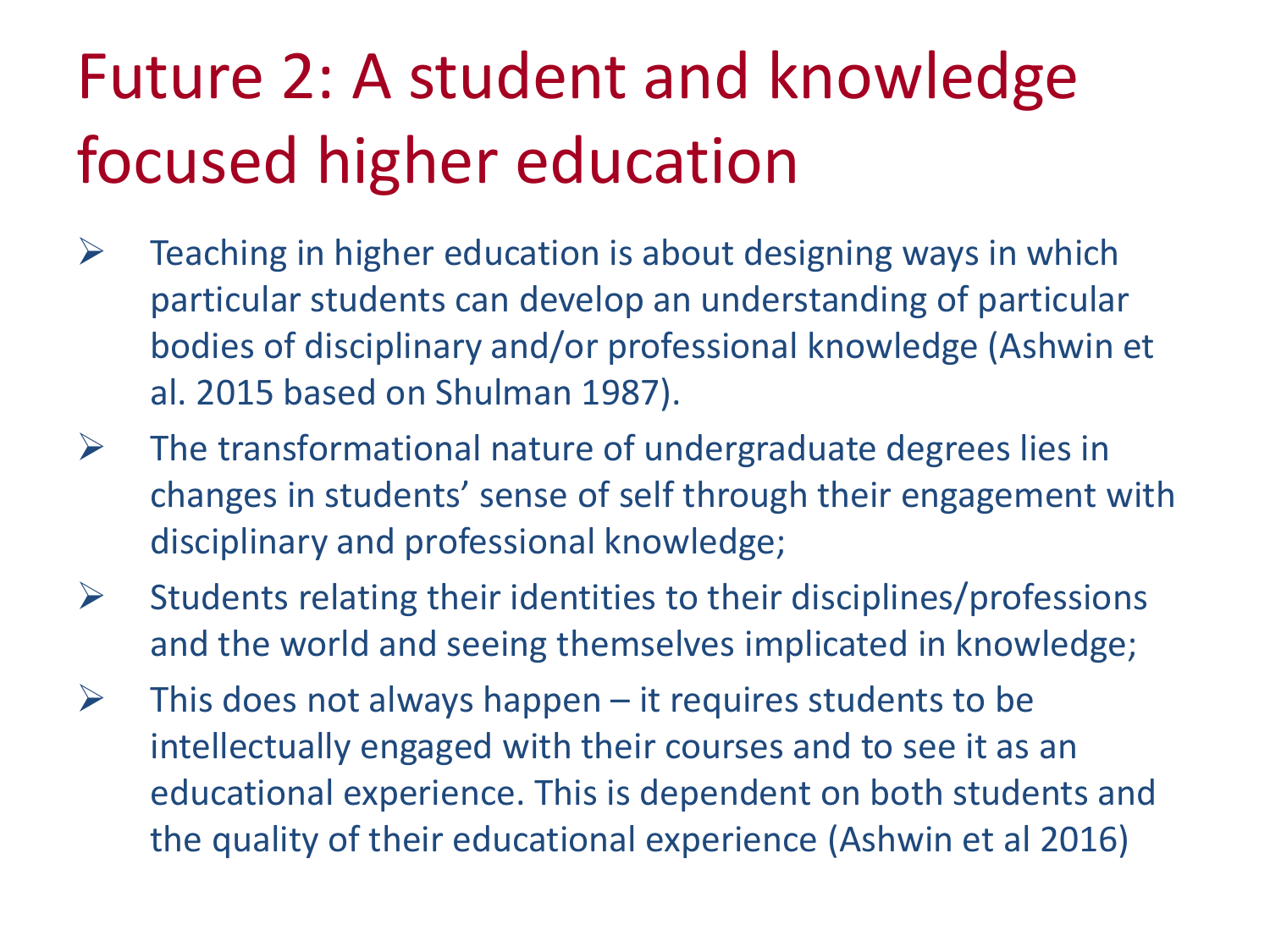# Future 2: A student and knowledge focused higher education

- Teaching in higher education is about designing ways in which particular students can develop an understanding of particular bodies of disciplinary and/or professional knowledge (Ashwin et al. 2015 based on Shulman 1987).
- The transformational nature of undergraduate degrees lies in changes in students' sense of self through their engagement with disciplinary and professional knowledge;
- Students relating their identities to their disciplines/professions and the world and seeing themselves implicated in knowledge;
- This does not always happen – it requires students to be intellectually engaged with their courses and to see it as an educational experience. This is dependent on both students and the quality of their educational experience (Ashwin et al 2016)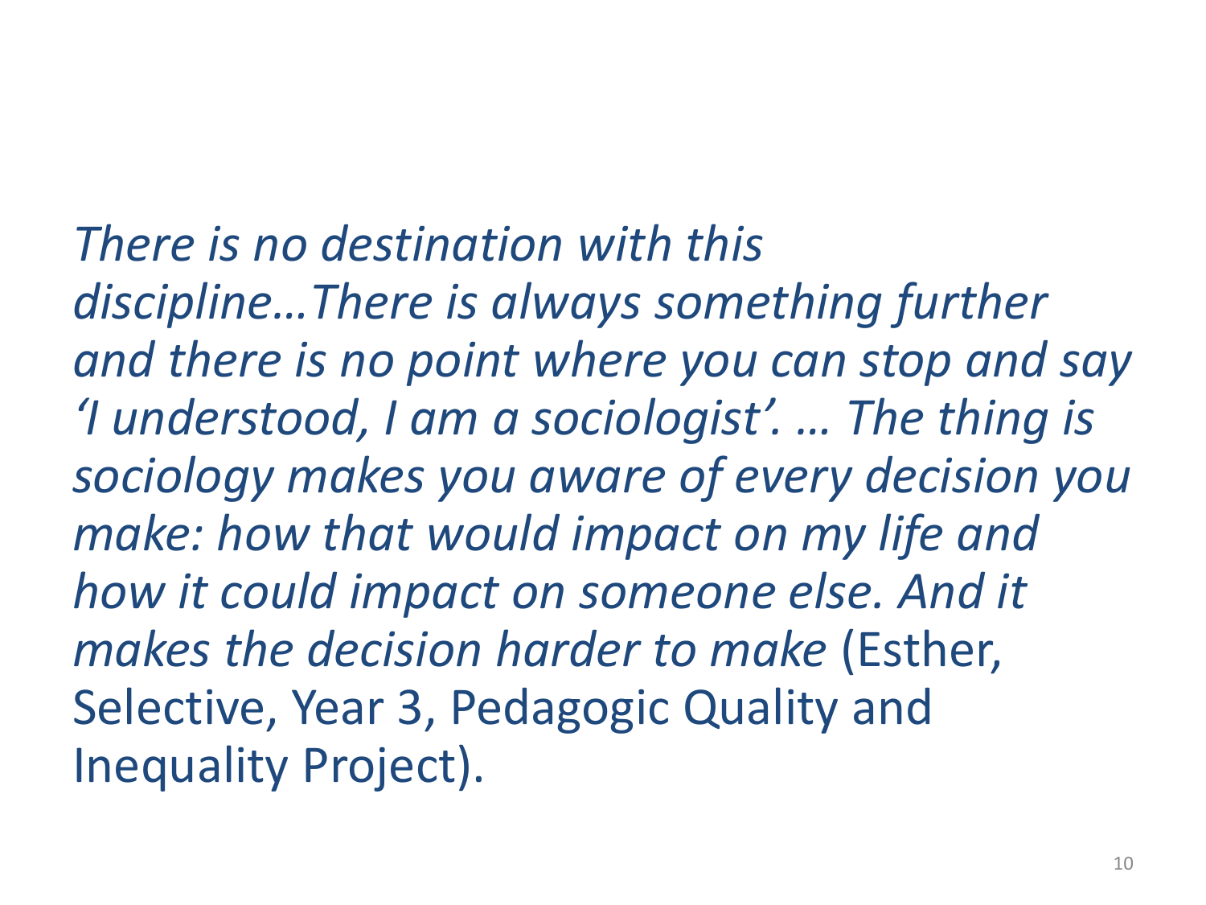*There is no destination with this discipline…There is always something further and there is no point where you can stop and say 'I understood, I am a sociologist'. … The thing is sociology makes you aware of every decision you make: how that would impact on my life and how it could impact on someone else. And it makes the decision harder to make* (Esther, Selective, Year 3, Pedagogic Quality and Inequality Project).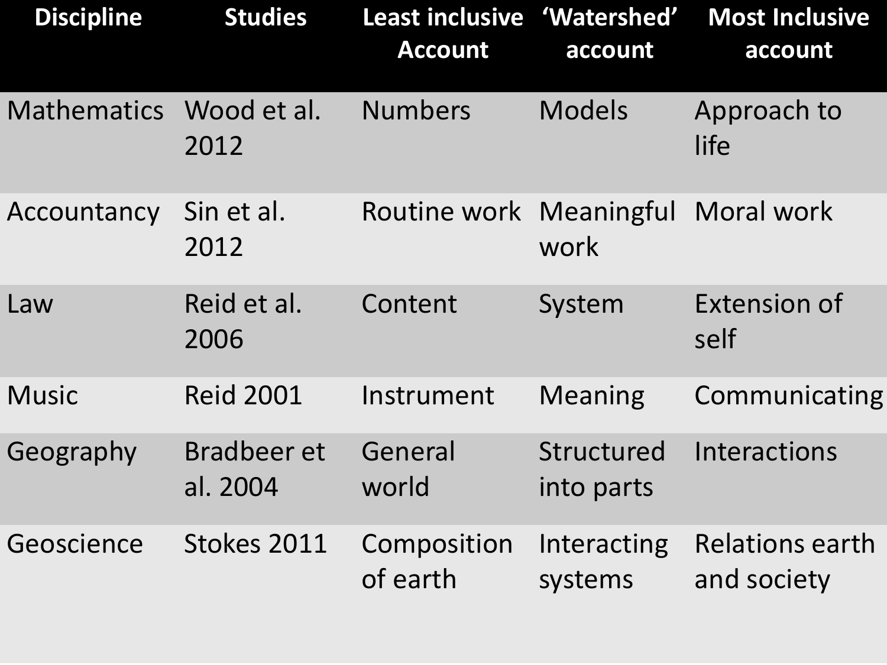| Discipline | Studies | Least inclusive Account | 'Watershed' account | Most Inclusive account |
| --- | --- | --- | --- | --- |
| Mathematics | Wood et al. 2012 | Numbers | Models | Approach to life |
| Accountancy | Sin et al. 2012 | Routine work | Meaningful work | Moral work |
| Law | Reid et al. 2006 | Content | System | Extension of self |
| Music | Reid 2001 | Instrument | Meaning | Communicating |
| Geography | Bradbeer et al. 2004 | General world | Structured into parts | Interactions |
| Geoscience | Stokes 2011 | Composition of earth | Interacting systems | Relations earth and society |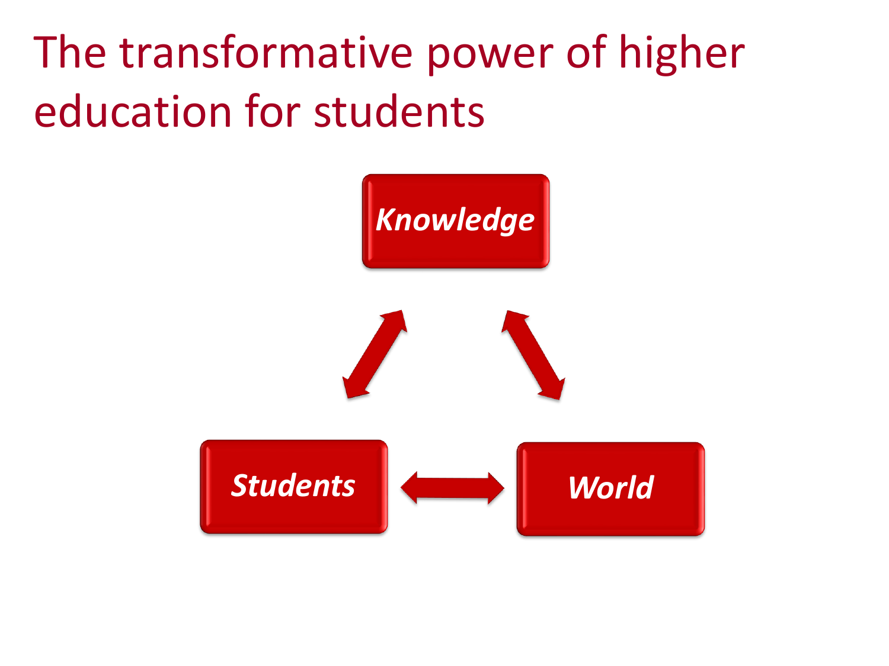# The transformative power of higher education for students

*Knowledge*

*Students*

*World*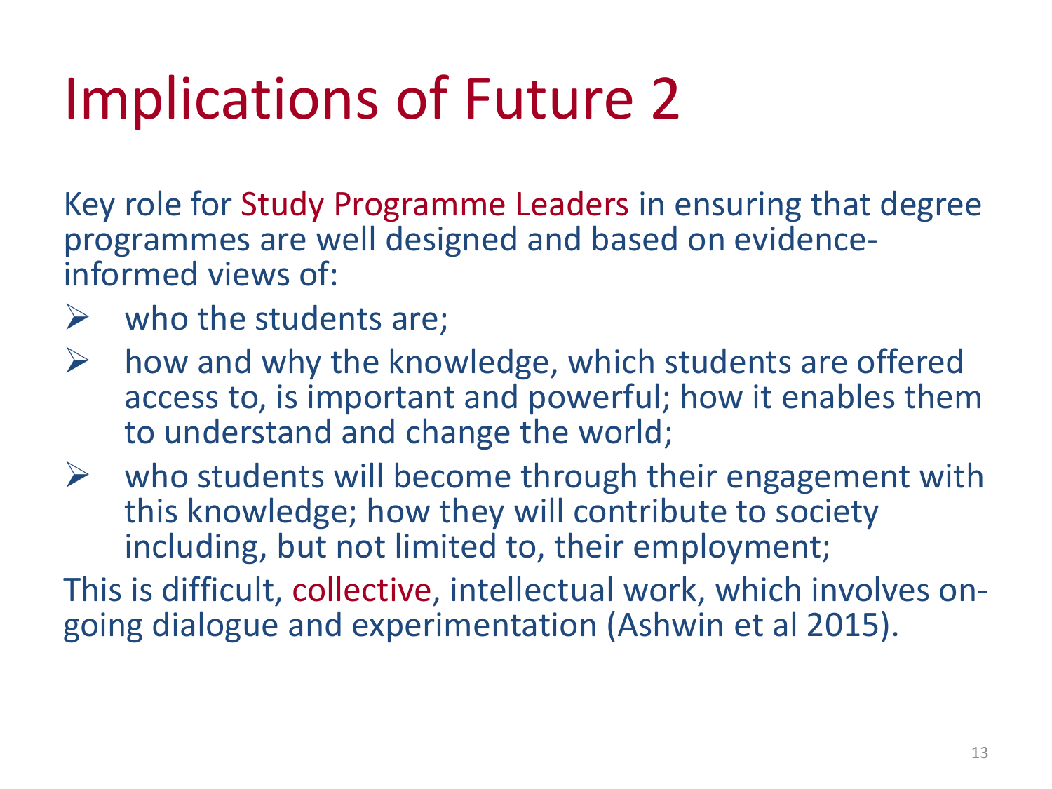# Implications of Future 2

Key role for Study Programme Leaders in ensuring that degree programmes are well designed and based on evidence-informed views of:

- who the students are;
- how and why the knowledge, which students are offered access to, is important and powerful; how it enables them to understand and change the world;
- who students will become through their engagement with this knowledge; how they will contribute to society including, but not limited to, their employment;

This is difficult, collective, intellectual work, which involves on-going dialogue and experimentation (Ashwin et al 2015).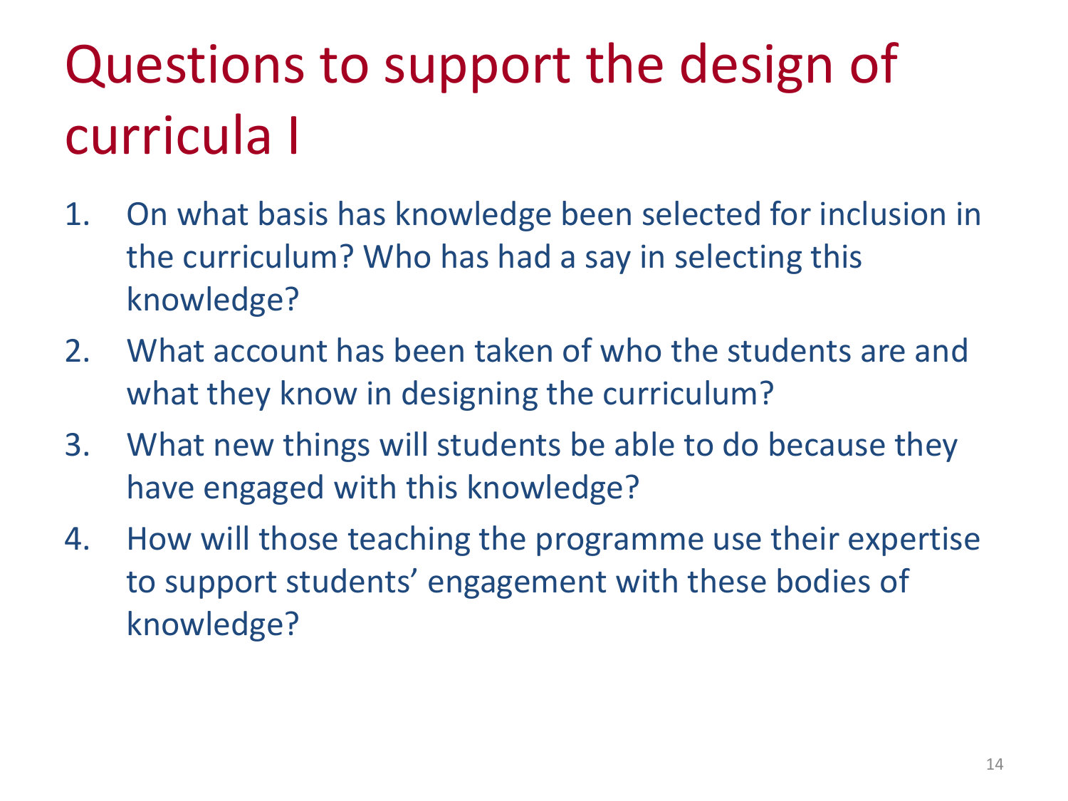# Questions to support the design of curricula I

1. On what basis has knowledge been selected for inclusion in the curriculum? Who has had a say in selecting this knowledge?
2. What account has been taken of who the students are and what they know in designing the curriculum?
3. What new things will students be able to do because they have engaged with this knowledge?
4. How will those teaching the programme use their expertise to support students' engagement with these bodies of knowledge?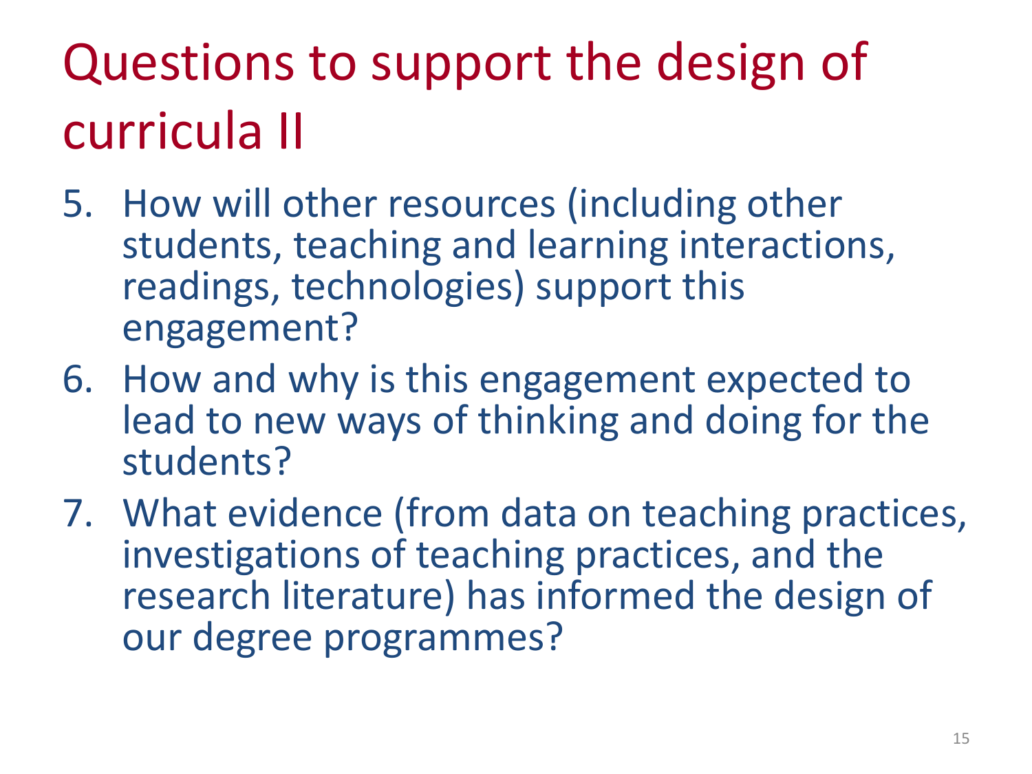# Questions to support the design of curricula II

5. How will other resources (including other students, teaching and learning interactions, readings, technologies) support this engagement?
6. How and why is this engagement expected to lead to new ways of thinking and doing for the students?
7. What evidence (from data on teaching practices, investigations of teaching practices, and the research literature) has informed the design of our degree programmes?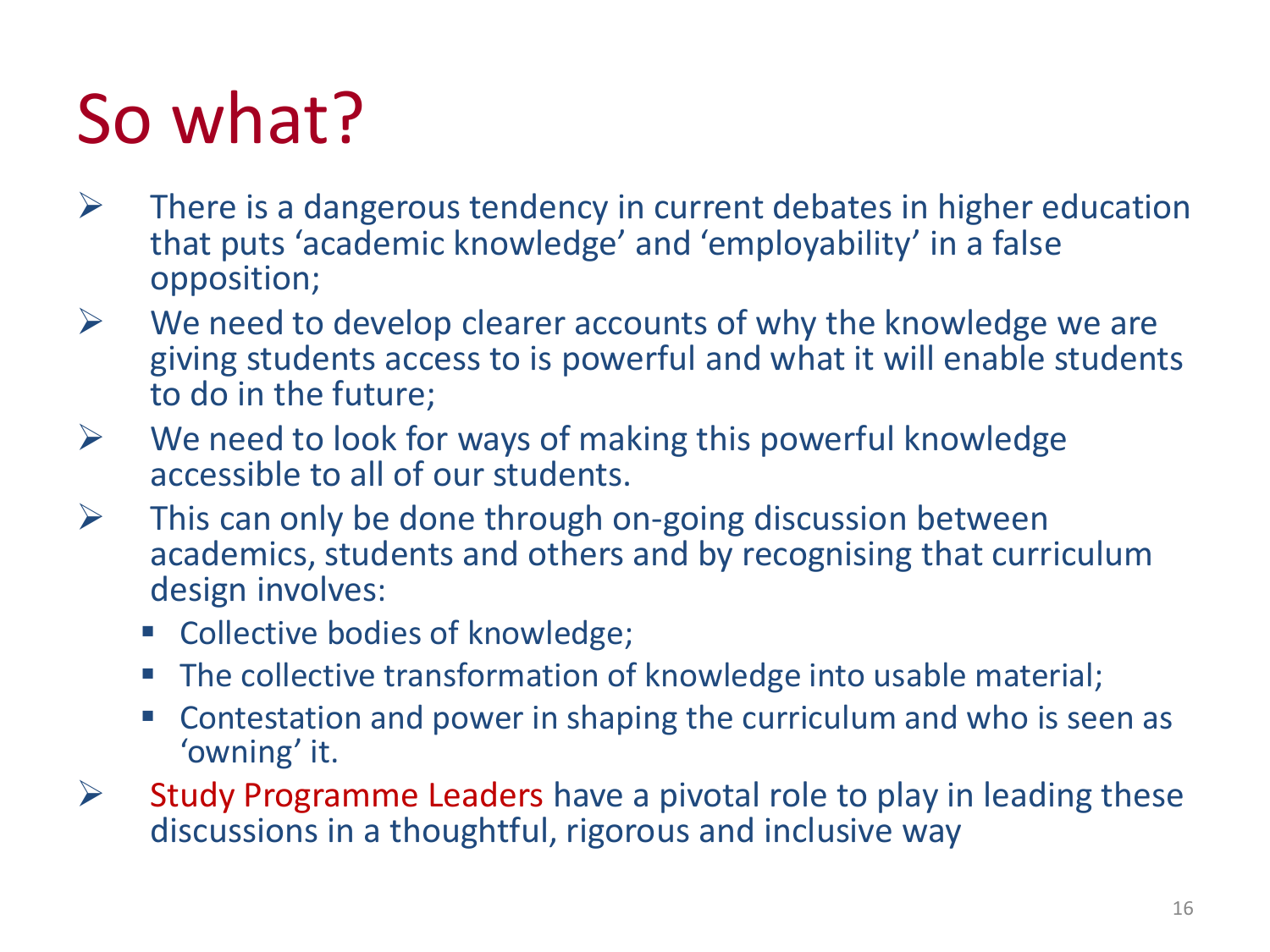# So what?

- There is a dangerous tendency in current debates in higher education that puts ‘academic knowledge’ and ‘employability’ in a false opposition;
- We need to develop clearer accounts of why the knowledge we are giving students access to is powerful and what it will enable students to do in the future;
- We need to look for ways of making this powerful knowledge accessible to all of our students.
- This can only be done through on-going discussion between academics, students and others and by recognising that curriculum design involves:
  - Collective bodies of knowledge;
  - The collective transformation of knowledge into usable material;
  - Contestation and power in shaping the curriculum and who is seen as ‘owning’ it.
- Study Programme Leaders have a pivotal role to play in leading these discussions in a thoughtful, rigorous and inclusive way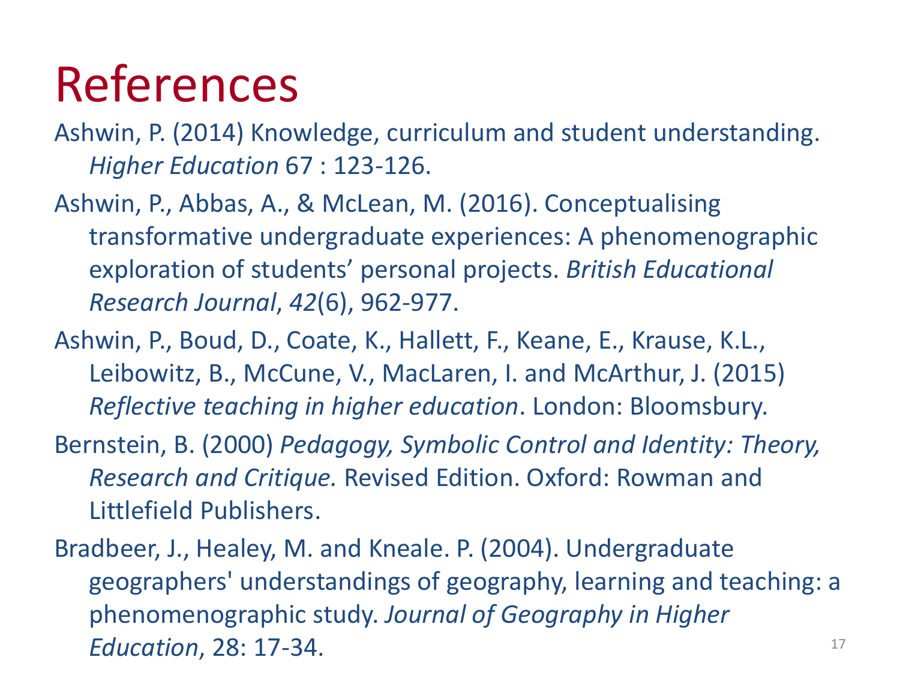# References

Ashwin, P. (2014) Knowledge, curriculum and student understanding. *Higher Education* 67 : 123-126.

Ashwin, P., Abbas, A., & McLean, M. (2016). Conceptualising transformative undergraduate experiences: A phenomenographic exploration of students' personal projects. *British Educational Research Journal*, *42*(6), 962-977.

Ashwin, P., Boud, D., Coate, K., Hallett, F., Keane, E., Krause, K.L., Leibowitz, B., McCune, V., MacLaren, I. and McArthur, J. (2015) *Reflective teaching in higher education*. London: Bloomsbury.

Bernstein, B. (2000) *Pedagogy, Symbolic Control and Identity: Theory, Research and Critique.* Revised Edition. Oxford: Rowman and Littlefield Publishers.

Bradbeer, J., Healey, M. and Kneale. P. (2004). Undergraduate geographers' understandings of geography, learning and teaching: a phenomenographic study. *Journal of Geography in Higher Education*, 28: 17-34.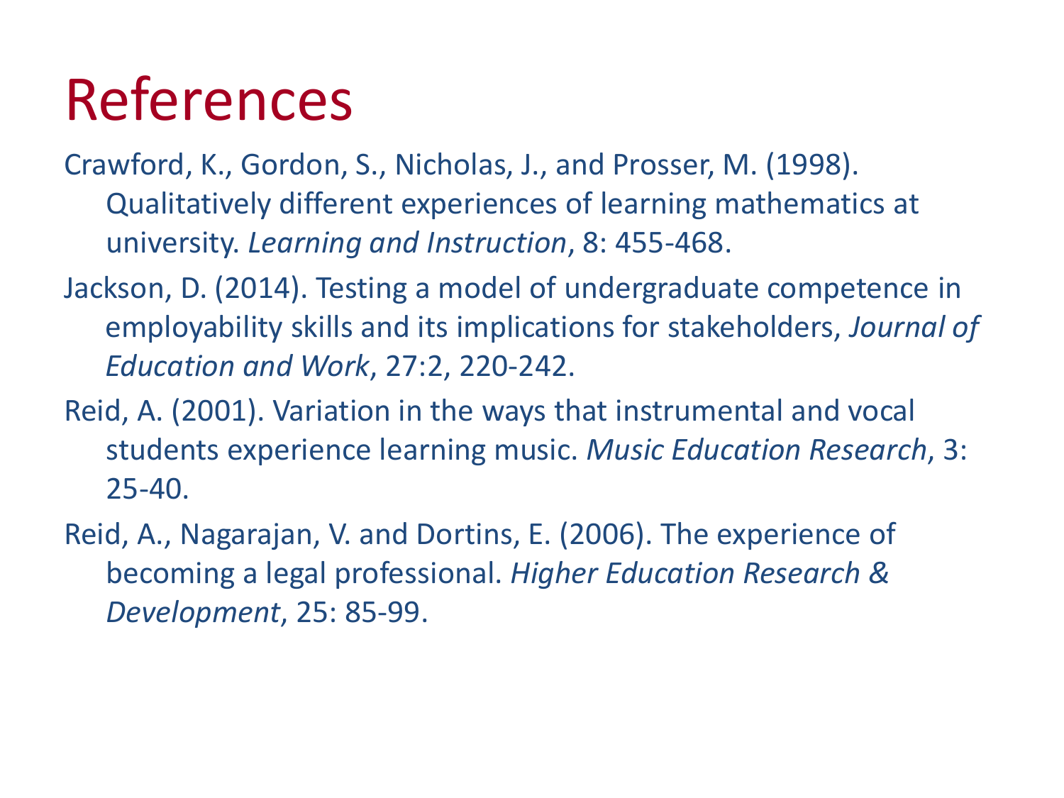# References

Crawford, K., Gordon, S., Nicholas, J., and Prosser, M. (1998). Qualitatively different experiences of learning mathematics at university. *Learning and Instruction*, 8: 455-468.

Jackson, D. (2014). Testing a model of undergraduate competence in employability skills and its implications for stakeholders, *Journal of Education and Work*, 27:2, 220-242.

Reid, A. (2001). Variation in the ways that instrumental and vocal students experience learning music. *Music Education Research*, 3: 25-40.

Reid, A., Nagarajan, V. and Dortins, E. (2006). The experience of becoming a legal professional. *Higher Education Research & Development*, 25: 85-99.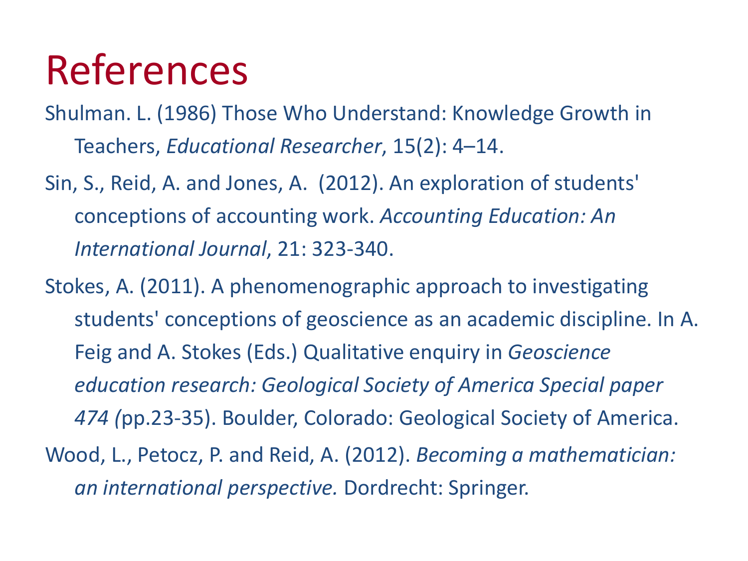# References

Shulman. L. (1986) Those Who Understand: Knowledge Growth in Teachers, *Educational Researcher*, 15(2): 4–14.

Sin, S., Reid, A. and Jones, A.  (2012). An exploration of students' conceptions of accounting work. *Accounting Education: An International Journal*, 21: 323-340.

Stokes, A. (2011). A phenomenographic approach to investigating students' conceptions of geoscience as an academic discipline. In A. Feig and A. Stokes (Eds.) Qualitative enquiry in *Geoscience education research: Geological Society of America Special paper 474 (*pp.23-35). Boulder, Colorado: Geological Society of America.

Wood, L., Petocz, P. and Reid, A. (2012). *Becoming a mathematician: an international perspective.* Dordrecht: Springer.